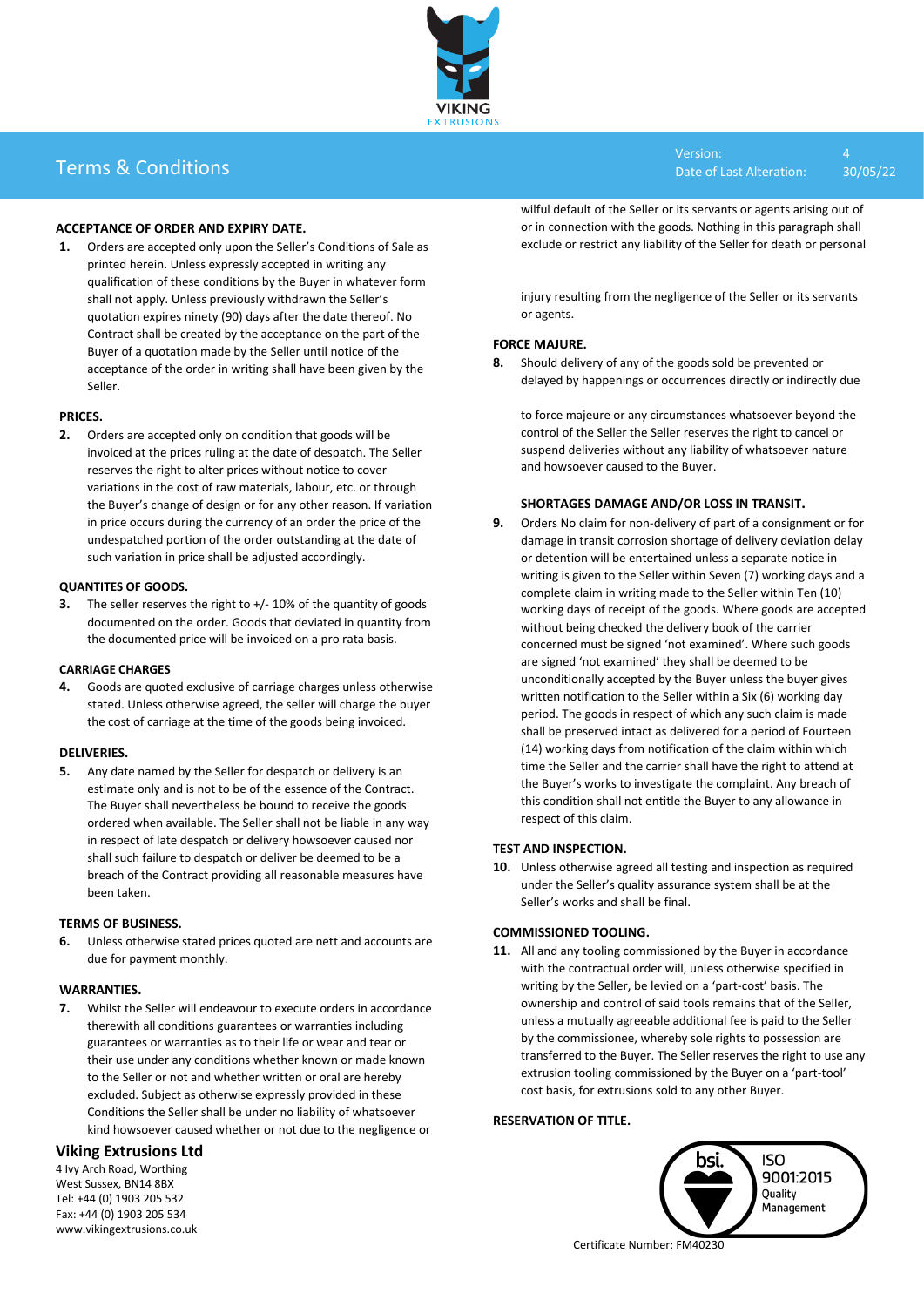# Terms & Conditions

Version: 4
Date of Last Alteration: 30/05/22

**ACCEPTANCE OF ORDER AND EXPIRY DATE.**

**1.** Orders are accepted only upon the Seller's Conditions of Sale as printed herein. Unless expressly accepted in writing any qualification of these conditions by the Buyer in whatever form shall not apply. Unless previously withdrawn the Seller's quotation expires ninety (90) days after the date thereof. No Contract shall be created by the acceptance on the part of the Buyer of a quotation made by the Seller until notice of the acceptance of the order in writing shall have been given by the Seller.

**PRICES.**

**2.** Orders are accepted only on condition that goods will be invoiced at the prices ruling at the date of despatch. The Seller reserves the right to alter prices without notice to cover variations in the cost of raw materials, labour, etc. or through the Buyer's change of design or for any other reason. If variation in price occurs during the currency of an order the price of the undespatched portion of the order outstanding at the date of such variation in price shall be adjusted accordingly.

**QUANTITES OF GOODS.**

**3.** The seller reserves the right to +/- 10% of the quantity of goods documented on the order. Goods that deviated in quantity from the documented price will be invoiced on a pro rata basis.

**CARRIAGE CHARGES**

**4.** Goods are quoted exclusive of carriage charges unless otherwise stated. Unless otherwise agreed, the seller will charge the buyer the cost of carriage at the time of the goods being invoiced.

**DELIVERIES.**

**5.** Any date named by the Seller for despatch or delivery is an estimate only and is not to be of the essence of the Contract. The Buyer shall nevertheless be bound to receive the goods ordered when available. The Seller shall not be liable in any way in respect of late despatch or delivery howsoever caused nor shall such failure to despatch or deliver be deemed to be a breach of the Contract providing all reasonable measures have been taken.

**TERMS OF BUSINESS.**

**6.** Unless otherwise stated prices quoted are nett and accounts are due for payment monthly.

**WARRANTIES.**

**7.** Whilst the Seller will endeavour to execute orders in accordance therewith all conditions guarantees or warranties including guarantees or warranties as to their life or wear and tear or their use under any conditions whether known or made known to the Seller or not and whether written or oral are hereby excluded. Subject as otherwise expressly provided in these Conditions the Seller shall be under no liability of whatsoever kind howsoever caused whether or not due to the negligence or wilful default of the Seller or its servants or agents arising out of or in connection with the goods. Nothing in this paragraph shall exclude or restrict any liability of the Seller for death or personal injury resulting from the negligence of the Seller or its servants or agents.

**FORCE MAJURE.**

**8.** Should delivery of any of the goods sold be prevented or delayed by happenings or occurrences directly or indirectly due to force majeure or any circumstances whatsoever beyond the control of the Seller the Seller reserves the right to cancel or suspend deliveries without any liability of whatsoever nature and howsoever caused to the Buyer.

**SHORTAGES DAMAGE AND/OR LOSS IN TRANSIT.**

**9.** Orders No claim for non-delivery of part of a consignment or for damage in transit corrosion shortage of delivery deviation delay or detention will be entertained unless a separate notice in writing is given to the Seller within Seven (7) working days and a complete claim in writing made to the Seller within Ten (10) working days of receipt of the goods. Where goods are accepted without being checked the delivery book of the carrier concerned must be signed 'not examined'. Where such goods are signed 'not examined' they shall be deemed to be unconditionally accepted by the Buyer unless the buyer gives written notification to the Seller within a Six (6) working day period. The goods in respect of which any such claim is made shall be preserved intact as delivered for a period of Fourteen (14) working days from notification of the claim within which time the Seller and the carrier shall have the right to attend at the Buyer's works to investigate the complaint. Any breach of this condition shall not entitle the Buyer to any allowance in respect of this claim.

**TEST AND INSPECTION.**

**10.** Unless otherwise agreed all testing and inspection as required under the Seller's quality assurance system shall be at the Seller's works and shall be final.

**COMMISSIONED TOOLING.**

**11.** All and any tooling commissioned by the Buyer in accordance with the contractual order will, unless otherwise specified in writing by the Seller, be levied on a 'part-cost' basis. The ownership and control of said tools remains that of the Seller, unless a mutually agreeable additional fee is paid to the Seller by the commissionee, whereby sole rights to possession are transferred to the Buyer. The Seller reserves the right to use any extrusion tooling commissioned by the Buyer on a 'part-tool' cost basis, for extrusions sold to any other Buyer.

**RESERVATION OF TITLE.**

**Viking Extrusions Ltd**
4 Ivy Arch Road, Worthing
West Sussex, BN14 8BX
Tel: +44 (0) 1903 205 532
Fax: +44 (0) 1903 205 534
www.vikingextrusions.co.uk

bsi. ISO 9001:2015 Quality Management
Certificate Number: FM40230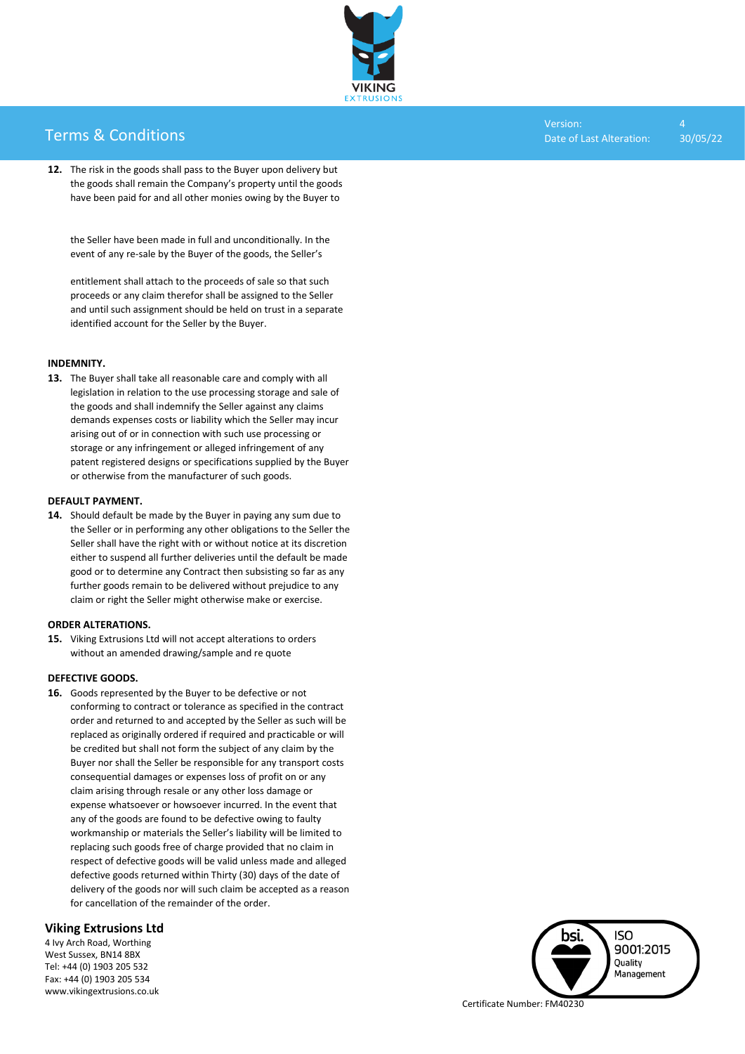**12.** The risk in the goods shall pass to the Buyer upon delivery but the goods shall remain the Company's property until the goods have been paid for and all other monies owing by the Buyer to

the Seller have been made in full and unconditionally. In the event of any re-sale by the Buyer of the goods, the Seller's

entitlement shall attach to the proceeds of sale so that such proceeds or any claim therefor shall be assigned to the Seller and until such assignment should be held on trust in a separate identified account for the Seller by the Buyer.

**INDEMNITY.**

**13.** The Buyer shall take all reasonable care and comply with all legislation in relation to the use processing storage and sale of the goods and shall indemnify the Seller against any claims demands expenses costs or liability which the Seller may incur arising out of or in connection with such use processing or storage or any infringement or alleged infringement of any patent registered designs or specifications supplied by the Buyer or otherwise from the manufacturer of such goods.

**DEFAULT PAYMENT.**

**14.** Should default be made by the Buyer in paying any sum due to the Seller or in performing any other obligations to the Seller the Seller shall have the right with or without notice at its discretion either to suspend all further deliveries until the default be made good or to determine any Contract then subsisting so far as any further goods remain to be delivered without prejudice to any claim or right the Seller might otherwise make or exercise.

**ORDER ALTERATIONS.**

**15.** Viking Extrusions Ltd will not accept alterations to orders without an amended drawing/sample and re quote

**DEFECTIVE GOODS.**

**16.** Goods represented by the Buyer to be defective or not conforming to contract or tolerance as specified in the contract order and returned to and accepted by the Seller as such will be replaced as originally ordered if required and practicable or will be credited but shall not form the subject of any claim by the Buyer nor shall the Seller be responsible for any transport costs consequential damages or expenses loss of profit on or any claim arising through resale or any other loss damage or expense whatsoever or howsoever incurred. In the event that any of the goods are found to be defective owing to faulty workmanship or materials the Seller's liability will be limited to replacing such goods free of charge provided that no claim in respect of defective goods will be valid unless made and alleged defective goods returned within Thirty (30) days of the date of delivery of the goods nor will such claim be accepted as a reason for cancellation of the remainder of the order.